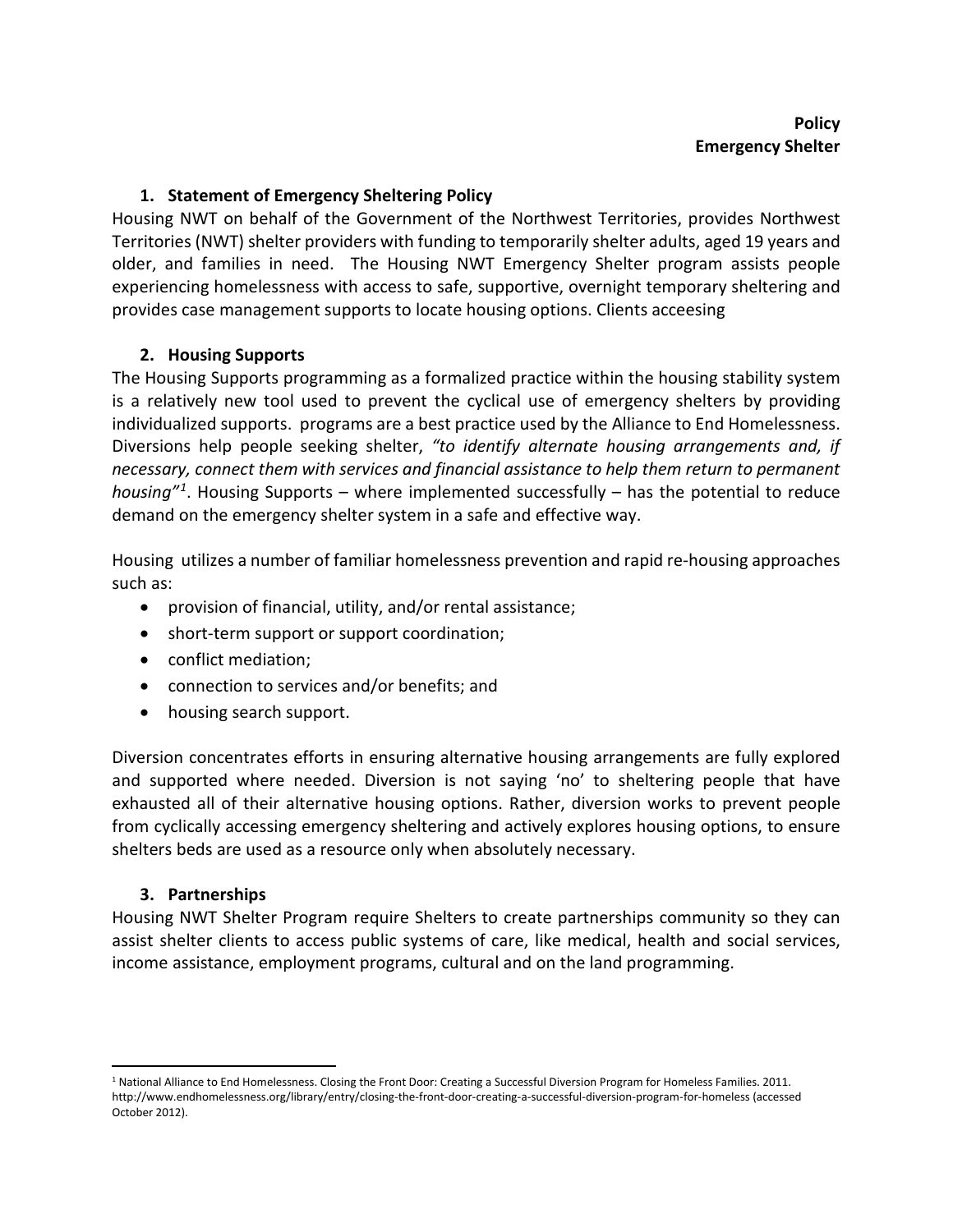**Policy**
**Emergency Shelter**

## 1. Statement of Emergency Sheltering Policy

Housing NWT on behalf of the Government of the Northwest Territories, provides Northwest Territories (NWT) shelter providers with funding to temporarily shelter adults, aged 19 years and older, and families in need. The Housing NWT Emergency Shelter program assists people experiencing homelessness with access to safe, supportive, overnight temporary sheltering and provides case management supports to locate housing options. Clients acceesing

## 2. Housing Supports

The Housing Supports programming as a formalized practice within the housing stability system is a relatively new tool used to prevent the cyclical use of emergency shelters by providing individualized supports. programs are a best practice used by the Alliance to End Homelessness. Diversions help people seeking shelter, *"to identify alternate housing arrangements and, if necessary, connect them with services and financial assistance to help them return to permanent housing"*[1]. Housing Supports – where implemented successfully – has the potential to reduce demand on the emergency shelter system in a safe and effective way.

Housing utilizes a number of familiar homelessness prevention and rapid re-housing approaches such as:

- provision of financial, utility, and/or rental assistance;
- short-term support or support coordination;
- conflict mediation;
- connection to services and/or benefits; and
- housing search support.

Diversion concentrates efforts in ensuring alternative housing arrangements are fully explored and supported where needed. Diversion is not saying 'no' to sheltering people that have exhausted all of their alternative housing options. Rather, diversion works to prevent people from cyclically accessing emergency sheltering and actively explores housing options, to ensure shelters beds are used as a resource only when absolutely necessary.

## 3. Partnerships

Housing NWT Shelter Program require Shelters to create partnerships community so they can assist shelter clients to access public systems of care, like medical, health and social services, income assistance, employment programs, cultural and on the land programming.

---

[1] National Alliance to End Homelessness. Closing the Front Door: Creating a Successful Diversion Program for Homeless Families. 2011. http://www.endhomelessness.org/library/entry/closing-the-front-door-creating-a-successful-diversion-program-for-homeless (accessed October 2012).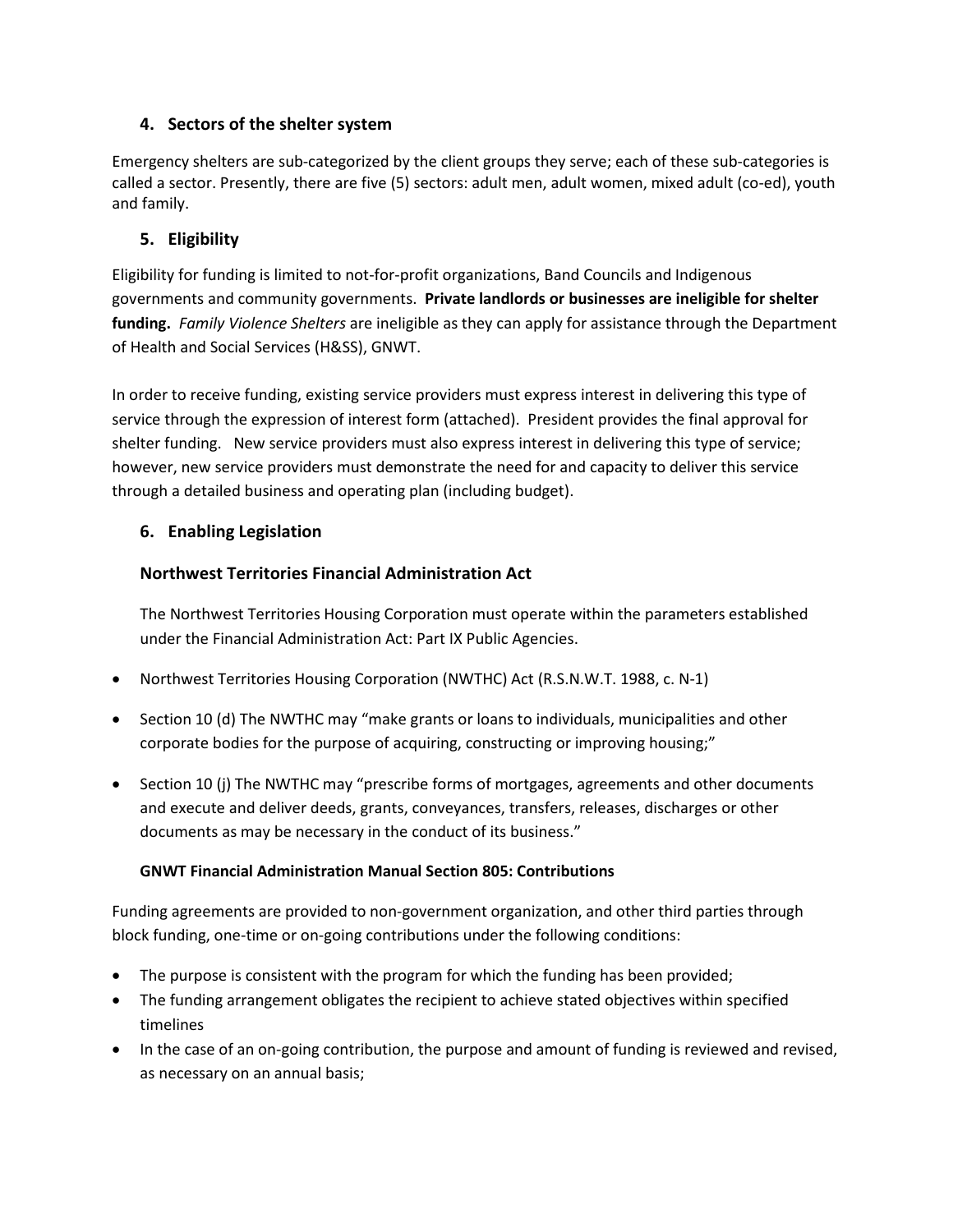## 4. Sectors of the shelter system

Emergency shelters are sub-categorized by the client groups they serve; each of these sub-categories is called a sector. Presently, there are five (5) sectors: adult men, adult women, mixed adult (co-ed), youth and family.

## 5. Eligibility

Eligibility for funding is limited to not-for-profit organizations, Band Councils and Indigenous governments and community governments. **Private landlords or businesses are ineligible for shelter funding.** *Family Violence Shelters* are ineligible as they can apply for assistance through the Department of Health and Social Services (H&SS), GNWT.

In order to receive funding, existing service providers must express interest in delivering this type of service through the expression of interest form (attached). President provides the final approval for shelter funding. New service providers must also express interest in delivering this type of service; however, new service providers must demonstrate the need for and capacity to deliver this service through a detailed business and operating plan (including budget).

## 6. Enabling Legislation

### Northwest Territories Financial Administration Act

The Northwest Territories Housing Corporation must operate within the parameters established under the Financial Administration Act: Part IX Public Agencies.

- Northwest Territories Housing Corporation (NWTHC) Act (R.S.N.W.T. 1988, c. N-1)
- Section 10 (d) The NWTHC may "make grants or loans to individuals, municipalities and other corporate bodies for the purpose of acquiring, constructing or improving housing;"
- Section 10 (j) The NWTHC may "prescribe forms of mortgages, agreements and other documents and execute and deliver deeds, grants, conveyances, transfers, releases, discharges or other documents as may be necessary in the conduct of its business."

#### GNWT Financial Administration Manual Section 805: Contributions

Funding agreements are provided to non-government organization, and other third parties through block funding, one-time or on-going contributions under the following conditions:

- The purpose is consistent with the program for which the funding has been provided;
- The funding arrangement obligates the recipient to achieve stated objectives within specified timelines
- In the case of an on-going contribution, the purpose and amount of funding is reviewed and revised, as necessary on an annual basis;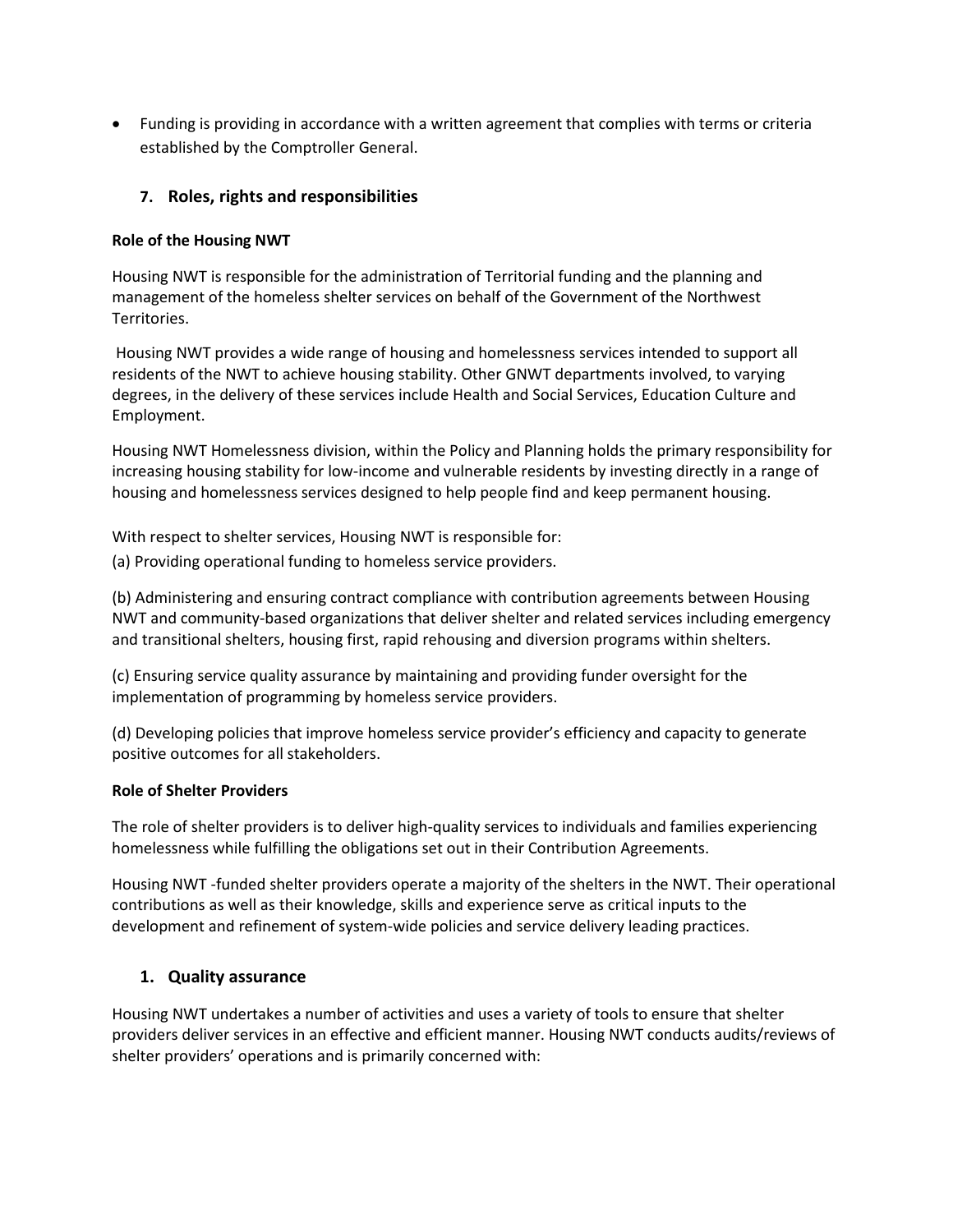- Funding is providing in accordance with a written agreement that complies with terms or criteria established by the Comptroller General.

## 7. Roles, rights and responsibilities

**Role of the Housing NWT**

Housing NWT is responsible for the administration of Territorial funding and the planning and management of the homeless shelter services on behalf of the Government of the Northwest Territories.

Housing NWT provides a wide range of housing and homelessness services intended to support all residents of the NWT to achieve housing stability. Other GNWT departments involved, to varying degrees, in the delivery of these services include Health and Social Services, Education Culture and Employment.

Housing NWT Homelessness division, within the Policy and Planning holds the primary responsibility for increasing housing stability for low-income and vulnerable residents by investing directly in a range of housing and homelessness services designed to help people find and keep permanent housing.

With respect to shelter services, Housing NWT is responsible for:

(a) Providing operational funding to homeless service providers.

(b) Administering and ensuring contract compliance with contribution agreements between Housing NWT and community-based organizations that deliver shelter and related services including emergency and transitional shelters, housing first, rapid rehousing and diversion programs within shelters.

(c) Ensuring service quality assurance by maintaining and providing funder oversight for the implementation of programming by homeless service providers.

(d) Developing policies that improve homeless service provider's efficiency and capacity to generate positive outcomes for all stakeholders.

**Role of Shelter Providers**

The role of shelter providers is to deliver high-quality services to individuals and families experiencing homelessness while fulfilling the obligations set out in their Contribution Agreements.

Housing NWT -funded shelter providers operate a majority of the shelters in the NWT. Their operational contributions as well as their knowledge, skills and experience serve as critical inputs to the development and refinement of system-wide policies and service delivery leading practices.

## 1. Quality assurance

Housing NWT undertakes a number of activities and uses a variety of tools to ensure that shelter providers deliver services in an effective and efficient manner. Housing NWT conducts audits/reviews of shelter providers' operations and is primarily concerned with: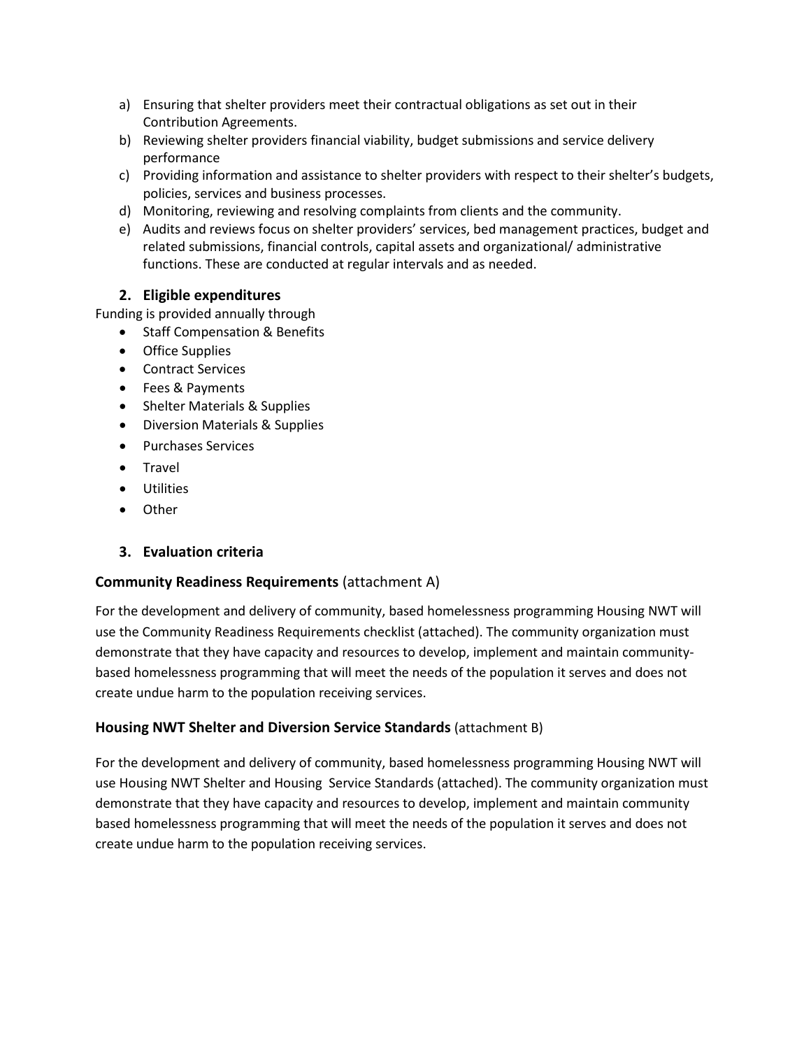a) Ensuring that shelter providers meet their contractual obligations as set out in their Contribution Agreements.
b) Reviewing shelter providers financial viability, budget submissions and service delivery performance
c) Providing information and assistance to shelter providers with respect to their shelter's budgets, policies, services and business processes.
d) Monitoring, reviewing and resolving complaints from clients and the community.
e) Audits and reviews focus on shelter providers' services, bed management practices, budget and related submissions, financial controls, capital assets and organizational/ administrative functions. These are conducted at regular intervals and as needed.

### 2. Eligible expenditures

Funding is provided annually through

- Staff Compensation & Benefits
- Office Supplies
- Contract Services
- Fees & Payments
- Shelter Materials & Supplies
- Diversion Materials & Supplies
- Purchases Services
- Travel
- Utilities
- Other

### 3. Evaluation criteria

**Community Readiness Requirements** (attachment A)

For the development and delivery of community, based homelessness programming Housing NWT will use the Community Readiness Requirements checklist (attached). The community organization must demonstrate that they have capacity and resources to develop, implement and maintain community-based homelessness programming that will meet the needs of the population it serves and does not create undue harm to the population receiving services.

**Housing NWT Shelter and Diversion Service Standards** (attachment B)

For the development and delivery of community, based homelessness programming Housing NWT will use Housing NWT Shelter and Housing Service Standards (attached). The community organization must demonstrate that they have capacity and resources to develop, implement and maintain community based homelessness programming that will meet the needs of the population it serves and does not create undue harm to the population receiving services.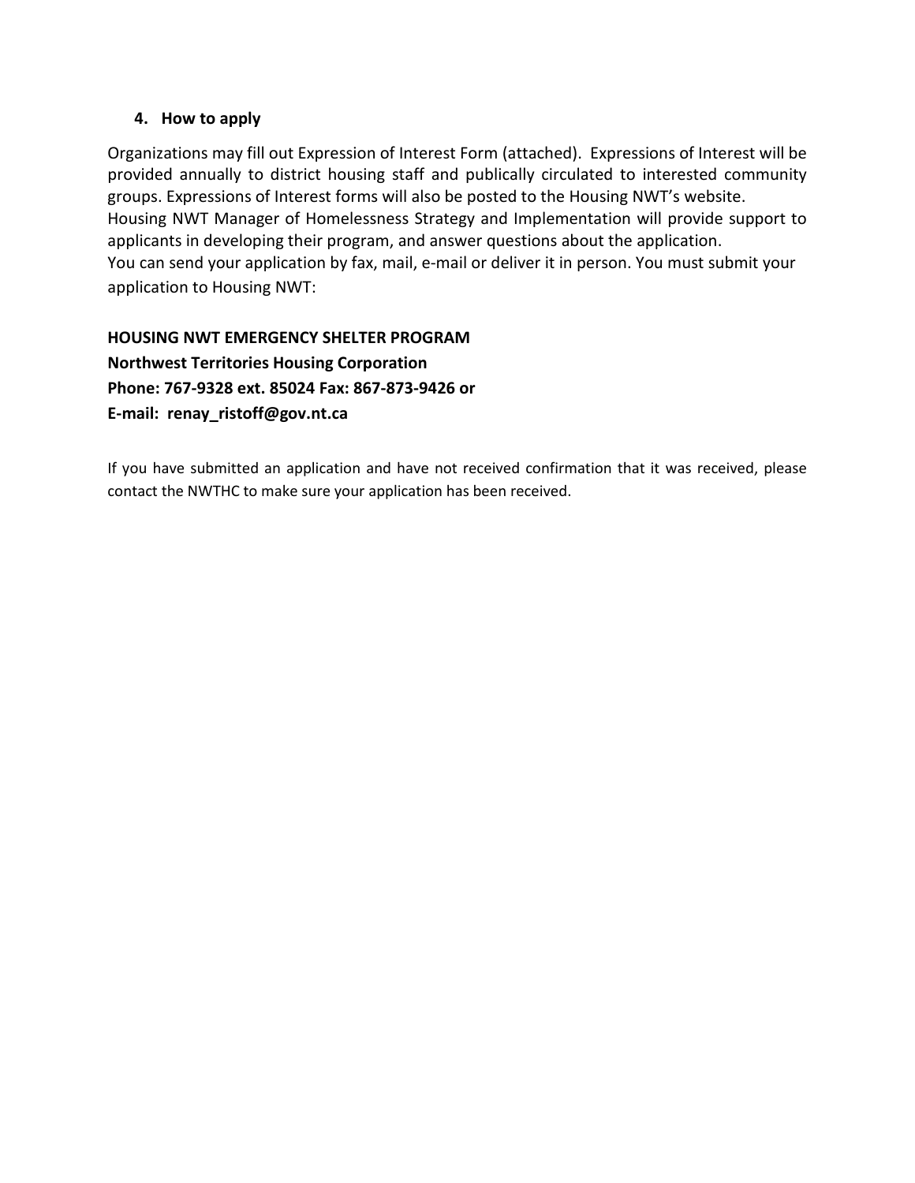## 4. How to apply

Organizations may fill out Expression of Interest Form (attached). Expressions of Interest will be provided annually to district housing staff and publically circulated to interested community groups. Expressions of Interest forms will also be posted to the Housing NWT's website.
Housing NWT Manager of Homelessness Strategy and Implementation will provide support to applicants in developing their program, and answer questions about the application.
You can send your application by fax, mail, e-mail or deliver it in person. You must submit your application to Housing NWT:

**HOUSING NWT EMERGENCY SHELTER PROGRAM**
**Northwest Territories Housing Corporation**
**Phone: 767-9328 ext. 85024 Fax: 867-873-9426 or**
**E-mail: renay_ristoff@gov.nt.ca**

If you have submitted an application and have not received confirmation that it was received, please contact the NWTHC to make sure your application has been received.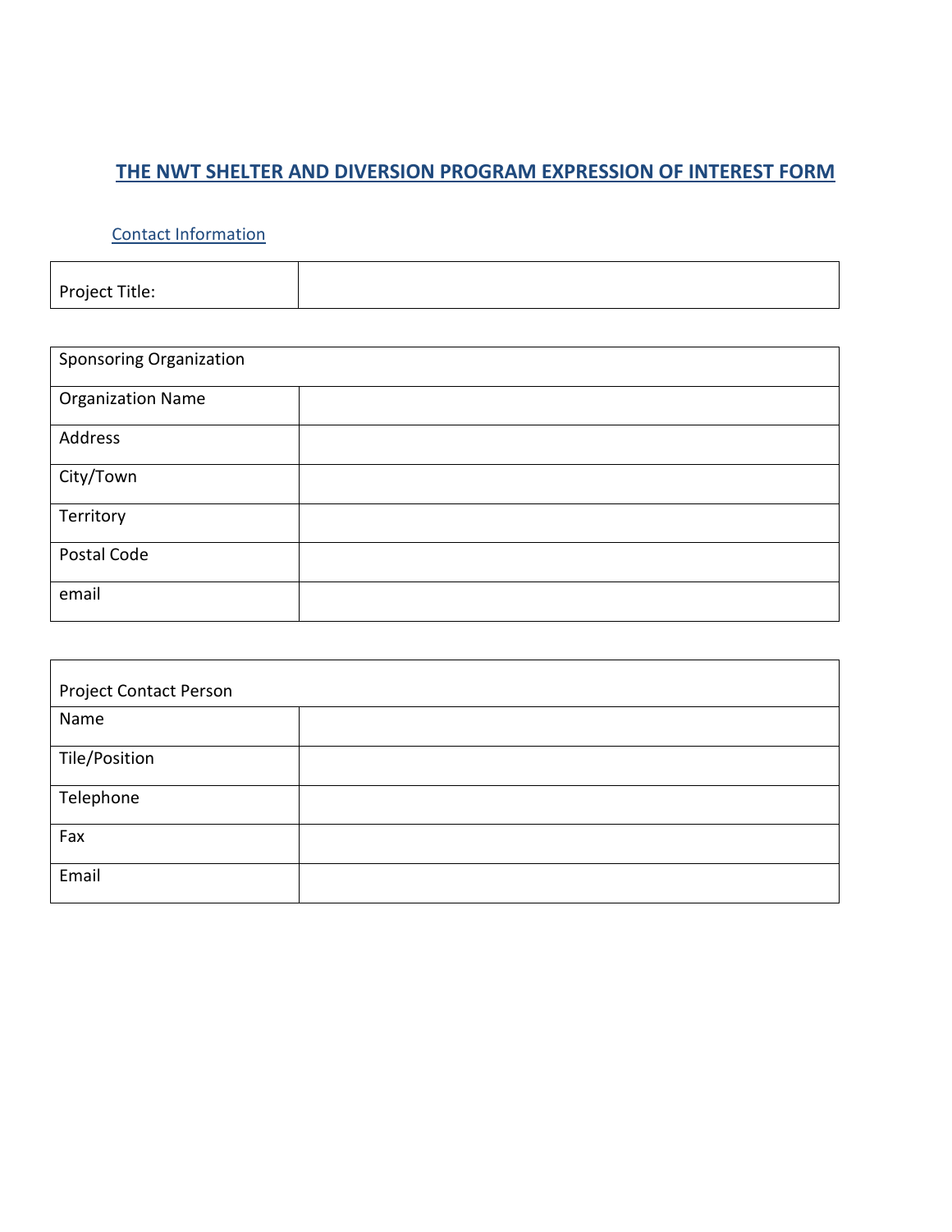# THE NWT SHELTER AND DIVERSION PROGRAM EXPRESSION OF INTEREST FORM

## Contact Information

| Project Title: | |
|---|---|

| Sponsoring Organization | |
|---|---|
| Organization Name | |
| Address | |
| City/Town | |
| Territory | |
| Postal Code | |
| email | |

| Project Contact Person | |
|---|---|
| Name | |
| Tile/Position | |
| Telephone | |
| Fax | |
| Email | |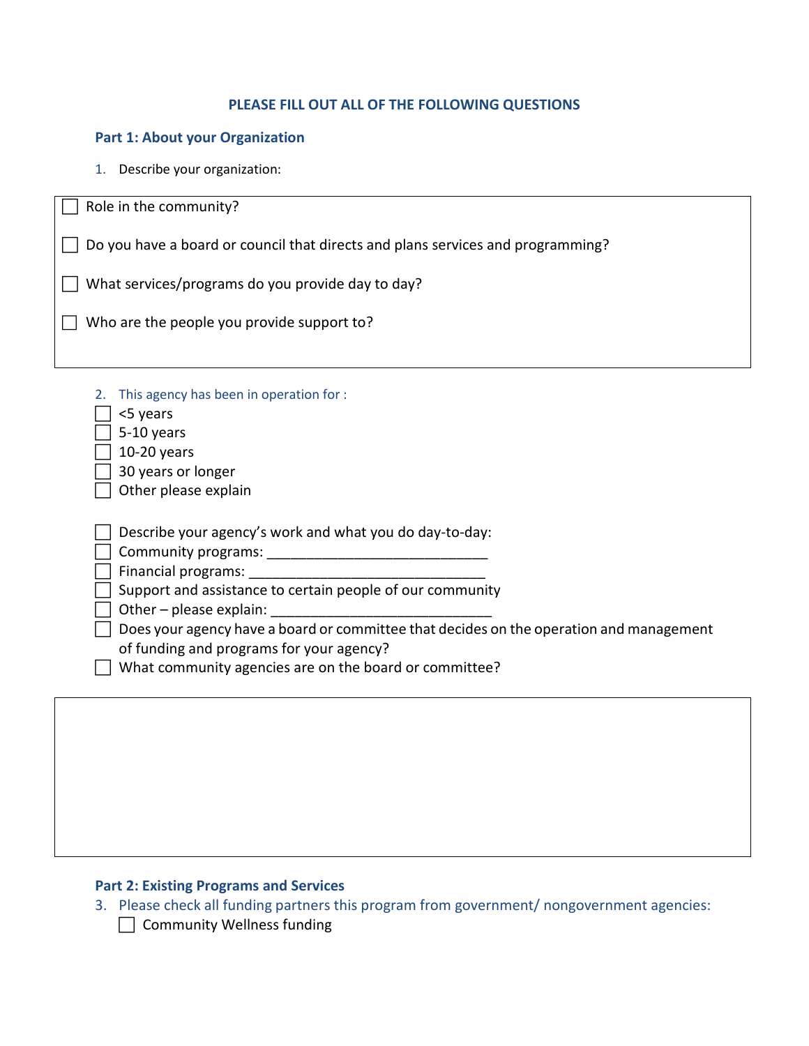**PLEASE FILL OUT ALL OF THE FOLLOWING QUESTIONS**

## Part 1: About your Organization

1. Describe your organization:

- ☐ Role in the community?
- ☐ Do you have a board or council that directs and plans services and programming?
- ☐ What services/programs do you provide day to day?
- ☐ Who are the people you provide support to?

2. This agency has been in operation for :

- ☐ <5 years
- ☐ 5-10 years
- ☐ 10-20 years
- ☐ 30 years or longer
- ☐ Other please explain

- ☐ Describe your agency's work and what you do day-to-day:
- ☐ Community programs: ____________________________
- ☐ Financial programs: ______________________________
- ☐ Support and assistance to certain people of our community
- ☐ Other – please explain: ____________________________
- ☐ Does your agency have a board or committee that decides on the operation and management of funding and programs for your agency?
- ☐ What community agencies are on the board or committee?

## Part 2: Existing Programs and Services

3. Please check all funding partners this program from government/ nongovernment agencies:

- ☐ Community Wellness funding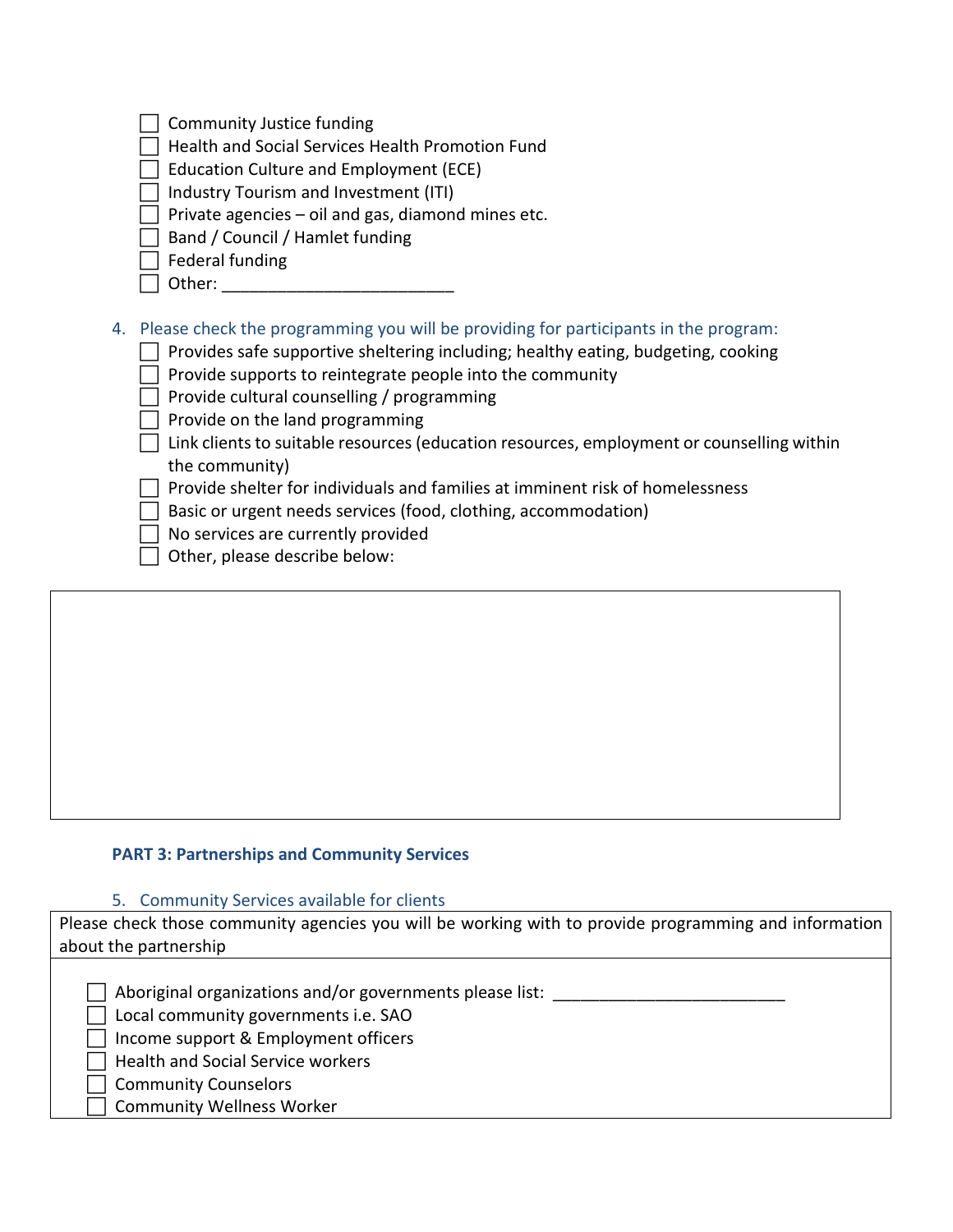- [ ] Community Justice funding
- [ ] Health and Social Services Health Promotion Fund
- [ ] Education Culture and Employment (ECE)
- [ ] Industry Tourism and Investment (ITI)
- [ ] Private agencies – oil and gas, diamond mines etc.
- [ ] Band / Council / Hamlet funding
- [ ] Federal funding
- [ ] Other: _________________________

4. Please check the programming you will be providing for participants in the program:
   - [ ] Provides safe supportive sheltering including; healthy eating, budgeting, cooking
   - [ ] Provide supports to reintegrate people into the community
   - [ ] Provide cultural counselling / programming
   - [ ] Provide on the land programming
   - [ ] Link clients to suitable resources (education resources, employment or counselling within the community)
   - [ ] Provide shelter for individuals and families at imminent risk of homelessness
   - [ ] Basic or urgent needs services (food, clothing, accommodation)
   - [ ] No services are currently provided
   - [ ] Other, please describe below:

| |
|---|
| |

### PART 3: Partnerships and Community Services

5. Community Services available for clients

| Please check those community agencies you will be working with to provide programming and information about the partnership |
|---|
| ☐ Aboriginal organizations and/or governments please list: _________________________<br>☐ Local community governments i.e. SAO<br>☐ Income support & Employment officers<br>☐ Health and Social Service workers<br>☐ Community Counselors<br>☐ Community Wellness Worker |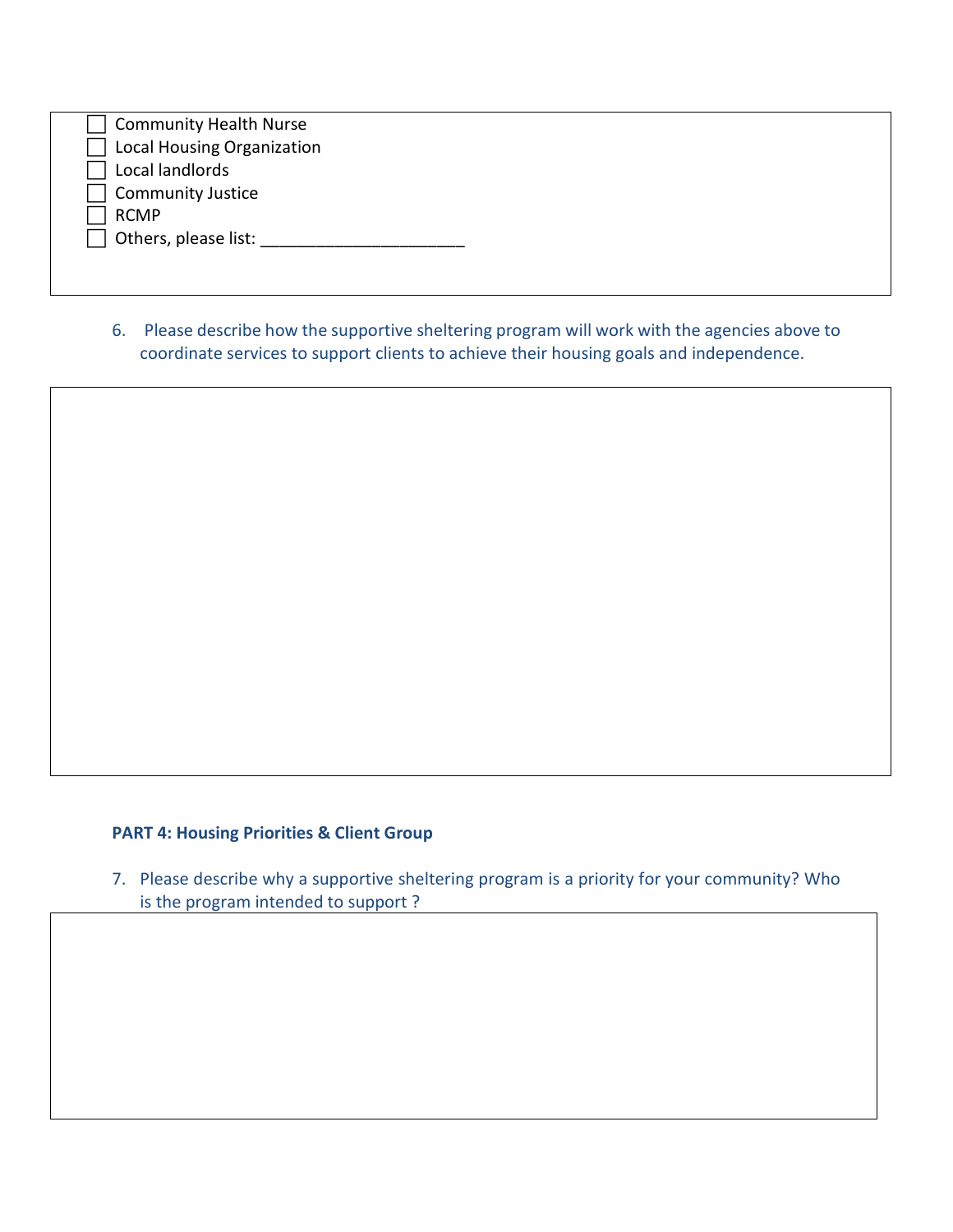- [ ] Community Health Nurse
- [ ] Local Housing Organization
- [ ] Local landlords
- [ ] Community Justice
- [ ] RCMP
- [ ] Others, please list: ______________________

6. Please describe how the supportive sheltering program will work with the agencies above to coordinate services to support clients to achieve their housing goals and independence.

**PART 4: Housing Priorities & Client Group**

7. Please describe why a supportive sheltering program is a priority for your community? Who is the program intended to support ?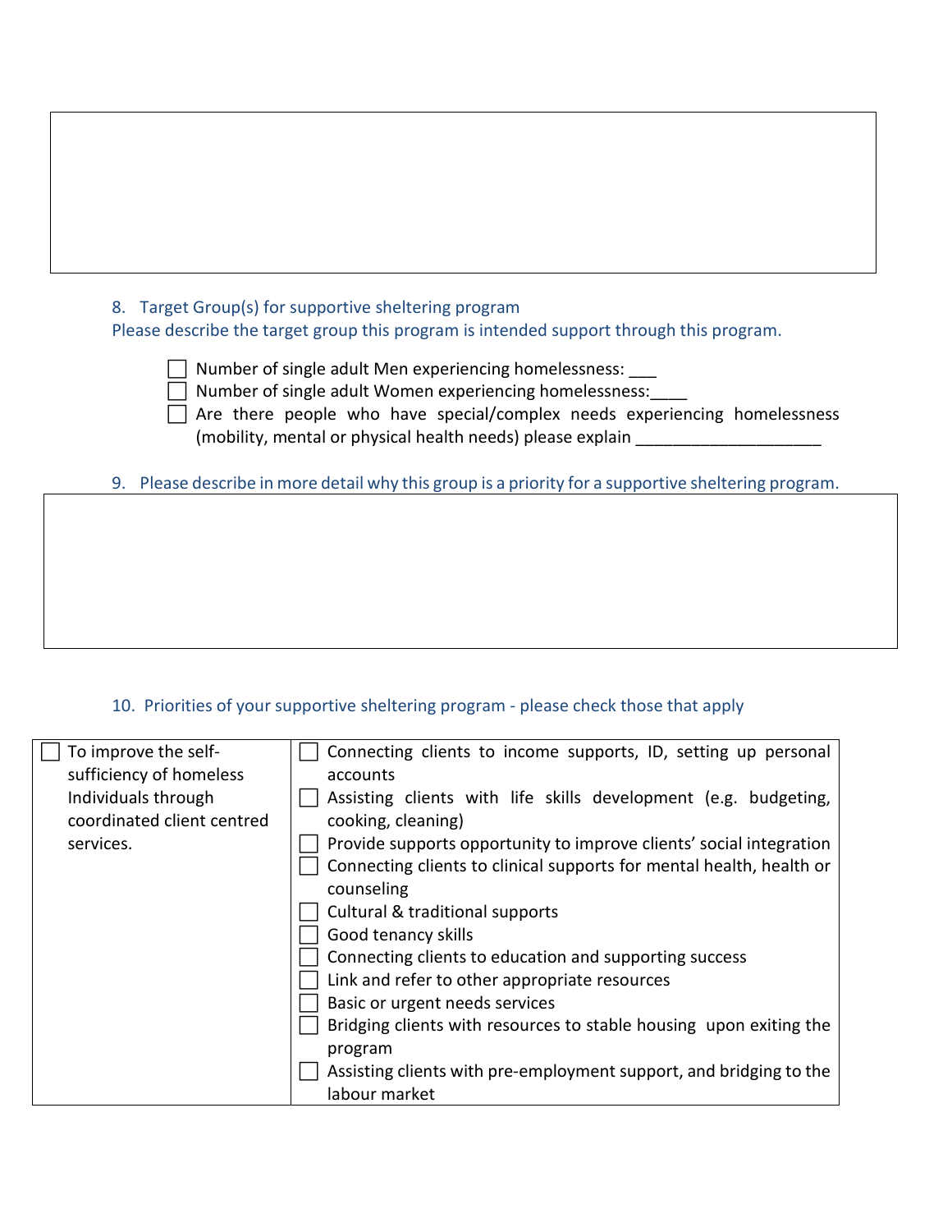8. Target Group(s) for supportive sheltering program

Please describe the target group this program is intended support through this program.

- ☐ Number of single adult Men experiencing homelessness: ___
- ☐ Number of single adult Women experiencing homelessness:____
- ☐ Are there people who have special/complex needs experiencing homelessness (mobility, mental or physical health needs) please explain ____________________

9. Please describe in more detail why this group is a priority for a supportive sheltering program.

10. Priorities of your supportive sheltering program - please check those that apply

| | |
|---|---|
| ☐ To improve the self-sufficiency of homeless Individuals through coordinated client centred services. | ☐ Connecting clients to income supports, ID, setting up personal accounts<br>☐ Assisting clients with life skills development (e.g. budgeting, cooking, cleaning)<br>☐ Provide supports opportunity to improve clients' social integration<br>☐ Connecting clients to clinical supports for mental health, health or counseling<br>☐ Cultural & traditional supports<br>☐ Good tenancy skills<br>☐ Connecting clients to education and supporting success<br>☐ Link and refer to other appropriate resources<br>☐ Basic or urgent needs services<br>☐ Bridging clients with resources to stable housing upon exiting the program<br>☐ Assisting clients with pre-employment support, and bridging to the labour market |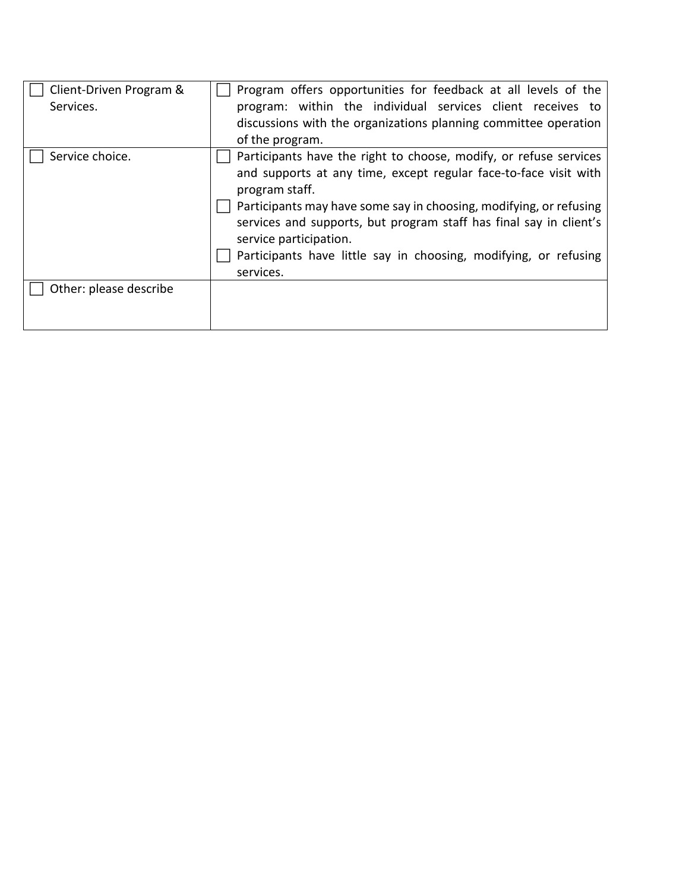| | |
|---|---|
| ☐ Client-Driven Program & Services. | ☐ Program offers opportunities for feedback at all levels of the program: within the individual services client receives to discussions with the organizations planning committee operation of the program. |
| ☐ Service choice. | ☐ Participants have the right to choose, modify, or refuse services and supports at any time, except regular face-to-face visit with program staff.<br>☐ Participants may have some say in choosing, modifying, or refusing services and supports, but program staff has final say in client's service participation.<br>☐ Participants have little say in choosing, modifying, or refusing services. |
| ☐ Other: please describe | |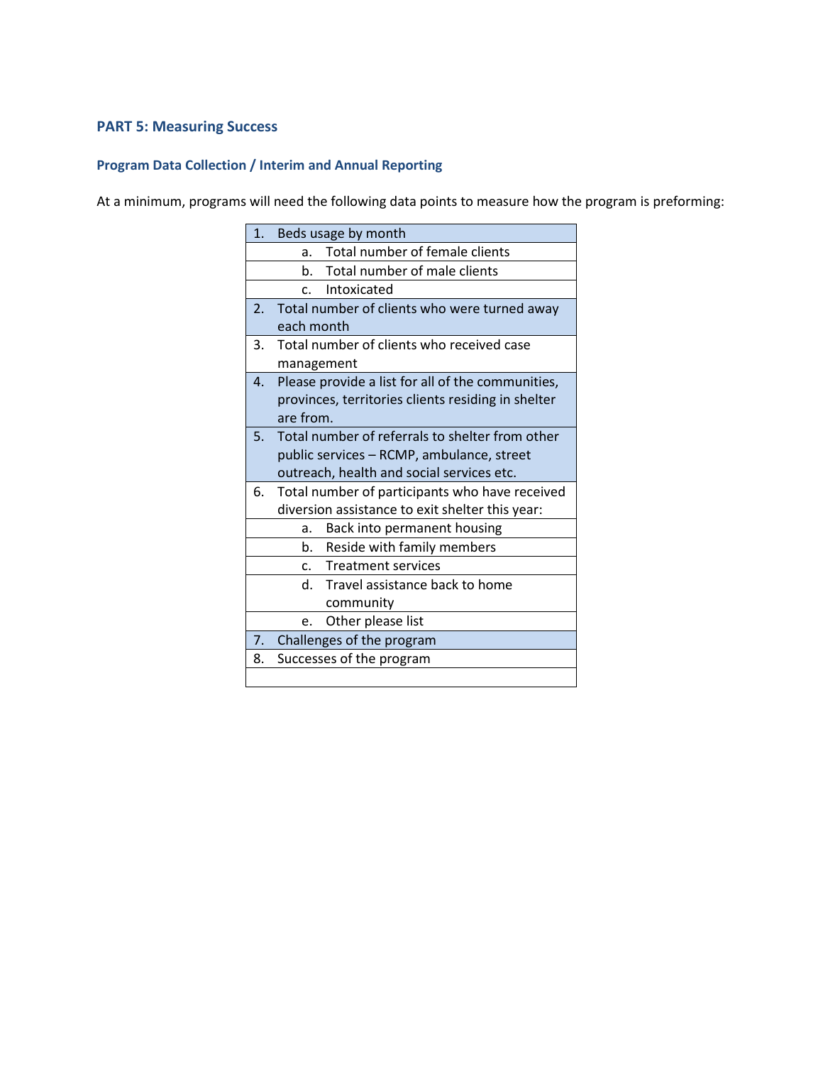## PART 5: Measuring Success

### Program Data Collection / Interim and Annual Reporting

At a minimum, programs will need the following data points to measure how the program is preforming:

| |
|---|
| 1. Beds usage by month |
| a. Total number of female clients |
| b. Total number of male clients |
| c. Intoxicated |
| 2. Total number of clients who were turned away each month |
| 3. Total number of clients who received case management |
| 4. Please provide a list for all of the communities, provinces, territories clients residing in shelter are from. |
| 5. Total number of referrals to shelter from other public services – RCMP, ambulance, street outreach, health and social services etc. |
| 6. Total number of participants who have received diversion assistance to exit shelter this year: |
| a. Back into permanent housing |
| b. Reside with family members |
| c. Treatment services |
| d. Travel assistance back to home community |
| e. Other please list |
| 7. Challenges of the program |
| 8. Successes of the program |
| |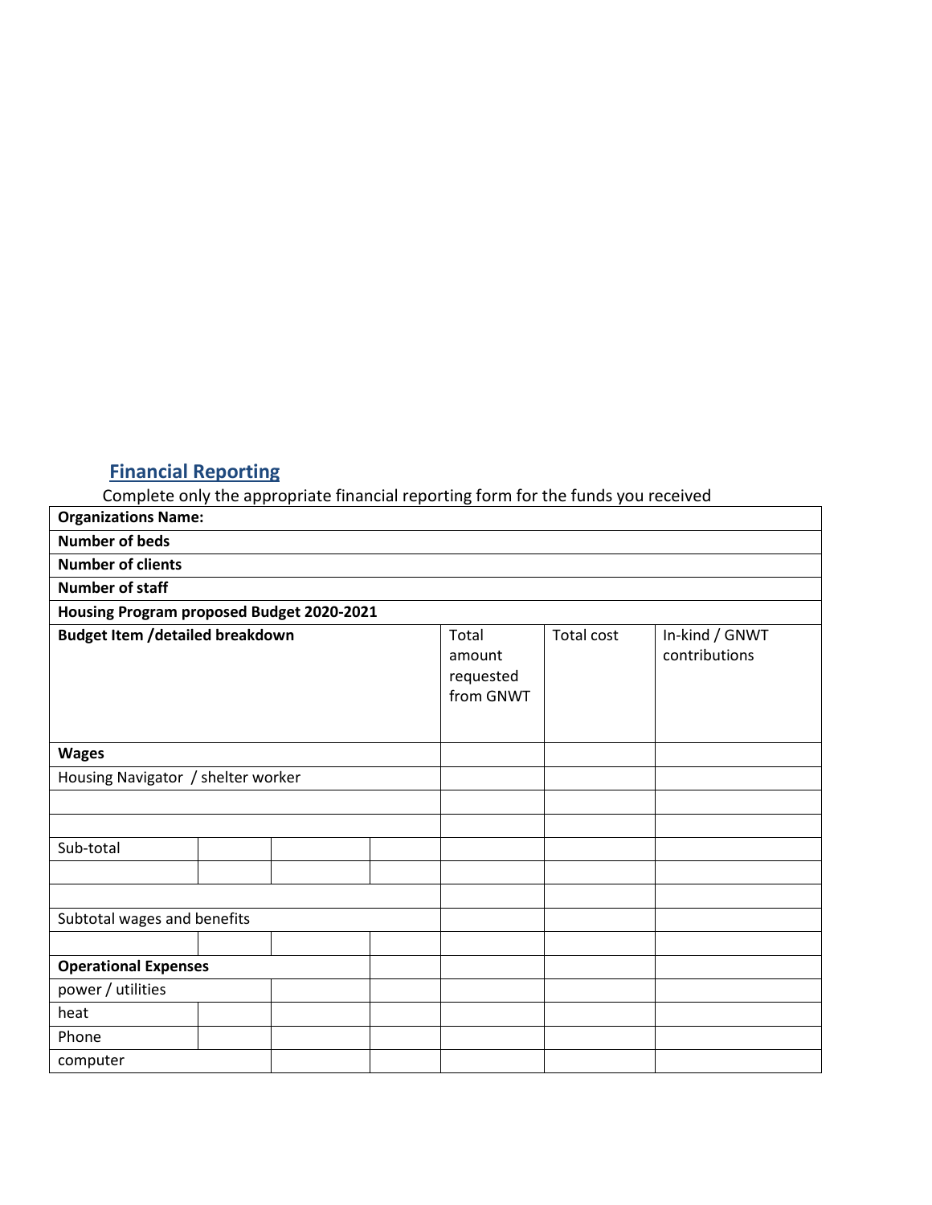## Financial Reporting

Complete only the appropriate financial reporting form for the funds you received

| **Organizations Name:** | | | |
|---|---|---|---|
| **Number of beds** | | | |
| **Number of clients** | | | |
| **Number of staff** | | | |
| **Housing Program proposed Budget 2020-2021** | | | |
| **Budget Item /detailed breakdown** | Total amount requested from GNWT | Total cost | In-kind / GNWT contributions |
| **Wages** | | | |
| Housing Navigator / shelter worker | | | |
| | | | |
| | | | |
| Sub-total | | | |
| | | | |
| | | | |
| Subtotal wages and benefits | | | |
| | | | |
| **Operational Expenses** | | | |
| power / utilities | | | |
| heat | | | |
| Phone | | | |
| computer | | | |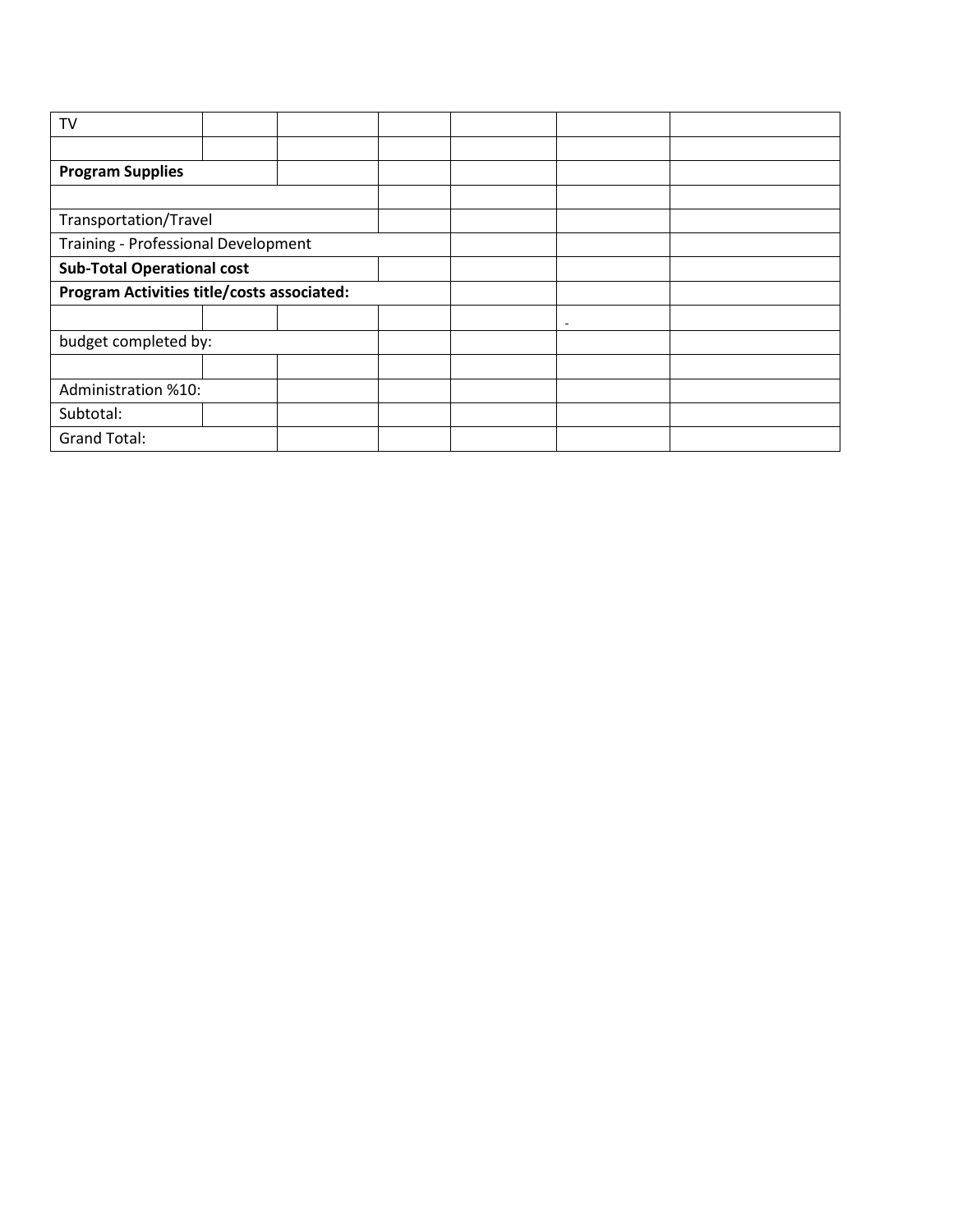| | | | | | | |
|---|---|---|---|---|---|---|
| TV | | | | | | |
| | | | | | | |
| **Program Supplies** | | | | | | |
| | | | | | | |
| Transportation/Travel | | | | | | |
| Training - Professional Development | | | | | | |
| **Sub-Total Operational cost** | | | | | | |
| **Program Activities title/costs associated:** | | | | | | |
| | | | | | - | |
| budget completed by: | | | | | | |
| | | | | | | |
| Administration %10: | | | | | | |
| Subtotal: | | | | | | |
| Grand Total: | | | | | | |